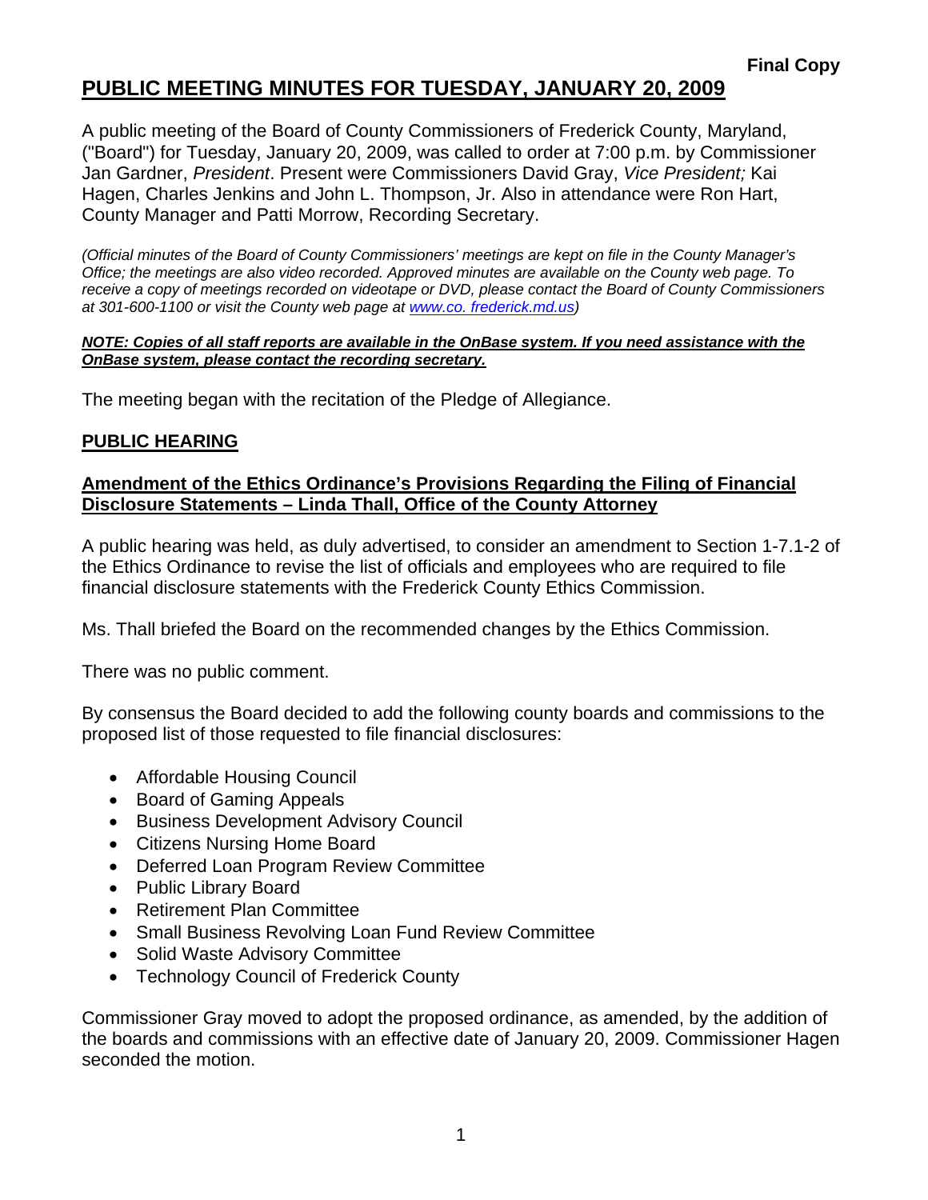**Final Copy**

# PUBLIC MEETING MINUTES FOR TUESDAY, JANUARY 20, 2009

A public meeting of the Board of County Commissioners of Frederick County, Maryland, ("Board") for Tuesday, January 20, 2009, was called to order at 7:00 p.m. by Commissioner Jan Gardner, *President*. Present were Commissioners David Gray, *Vice President;* Kai Hagen, Charles Jenkins and John L. Thompson, Jr. Also in attendance were Ron Hart, County Manager and Patti Morrow, Recording Secretary.

*(Official minutes of the Board of County Commissioners' meetings are kept on file in the County Manager's Office; the meetings are also video recorded. Approved minutes are available on the County web page. To receive a copy of meetings recorded on videotape or DVD, please contact the Board of County Commissioners at 301-600-1100 or visit the County web page at www.co. frederick.md.us)*

***NOTE: Copies of all staff reports are available in the OnBase system. If you need assistance with the OnBase system, please contact the recording secretary.***

The meeting began with the recitation of the Pledge of Allegiance.

## PUBLIC HEARING

### Amendment of the Ethics Ordinance's Provisions Regarding the Filing of Financial Disclosure Statements – Linda Thall, Office of the County Attorney

A public hearing was held, as duly advertised, to consider an amendment to Section 1-7.1-2 of the Ethics Ordinance to revise the list of officials and employees who are required to file financial disclosure statements with the Frederick County Ethics Commission.

Ms. Thall briefed the Board on the recommended changes by the Ethics Commission.

There was no public comment.

By consensus the Board decided to add the following county boards and commissions to the proposed list of those requested to file financial disclosures:

- Affordable Housing Council
- Board of Gaming Appeals
- Business Development Advisory Council
- Citizens Nursing Home Board
- Deferred Loan Program Review Committee
- Public Library Board
- Retirement Plan Committee
- Small Business Revolving Loan Fund Review Committee
- Solid Waste Advisory Committee
- Technology Council of Frederick County

Commissioner Gray moved to adopt the proposed ordinance, as amended, by the addition of the boards and commissions with an effective date of January 20, 2009. Commissioner Hagen seconded the motion.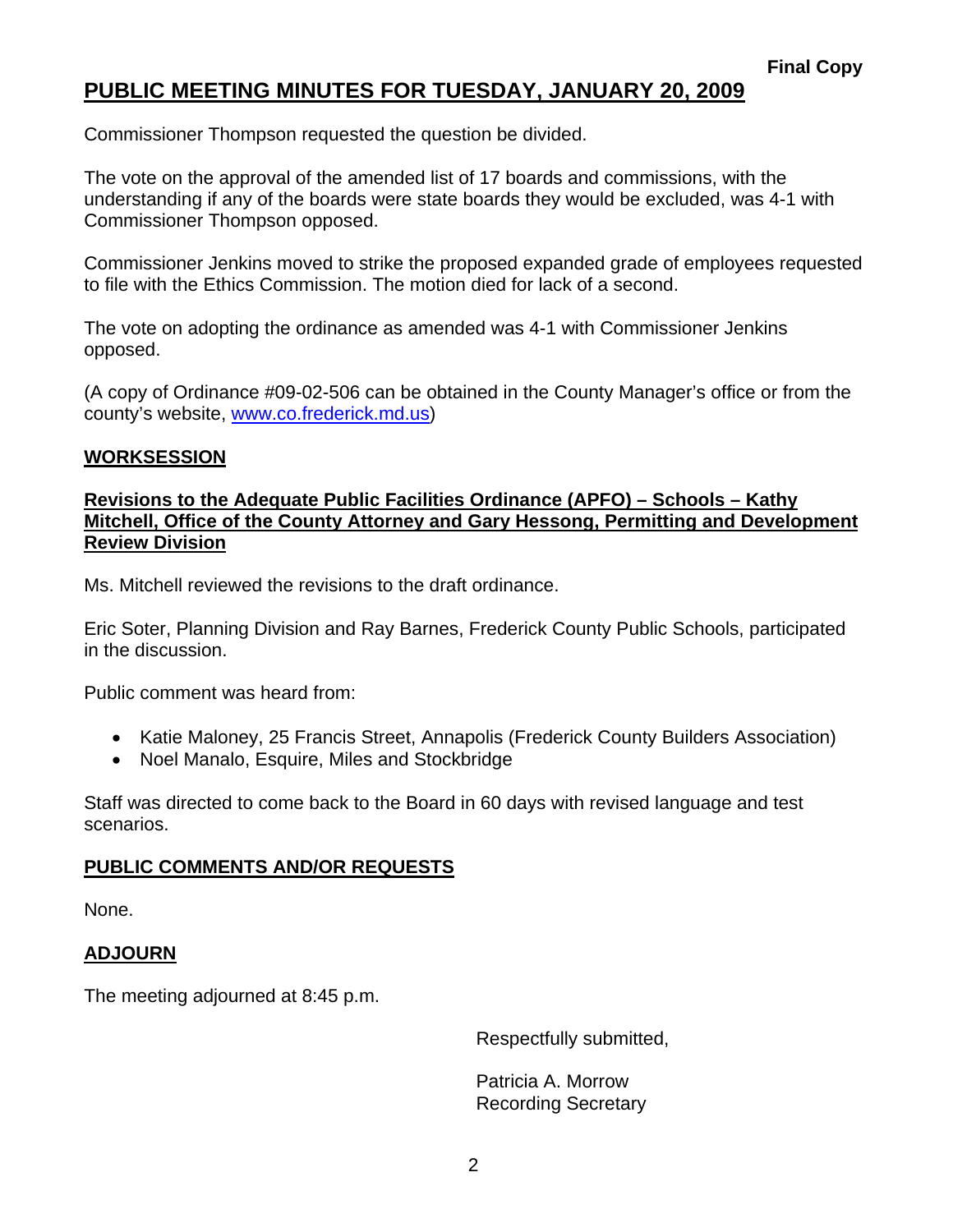**Final Copy**

# PUBLIC MEETING MINUTES FOR TUESDAY, JANUARY 20, 2009

Commissioner Thompson requested the question be divided.

The vote on the approval of the amended list of 17 boards and commissions, with the understanding if any of the boards were state boards they would be excluded, was 4-1 with Commissioner Thompson opposed.

Commissioner Jenkins moved to strike the proposed expanded grade of employees requested to file with the Ethics Commission. The motion died for lack of a second.

The vote on adopting the ordinance as amended was 4-1 with Commissioner Jenkins opposed.

(A copy of Ordinance #09-02-506 can be obtained in the County Manager's office or from the county's website, www.co.frederick.md.us)

## WORKSESSION

### Revisions to the Adequate Public Facilities Ordinance (APFO) – Schools – Kathy Mitchell, Office of the County Attorney and Gary Hessong, Permitting and Development Review Division

Ms. Mitchell reviewed the revisions to the draft ordinance.

Eric Soter, Planning Division and Ray Barnes, Frederick County Public Schools, participated in the discussion.

Public comment was heard from:

- Katie Maloney, 25 Francis Street, Annapolis (Frederick County Builders Association)
- Noel Manalo, Esquire, Miles and Stockbridge

Staff was directed to come back to the Board in 60 days with revised language and test scenarios.

## PUBLIC COMMENTS AND/OR REQUESTS

None.

## ADJOURN

The meeting adjourned at 8:45 p.m.

Respectfully submitted,

Patricia A. Morrow
Recording Secretary